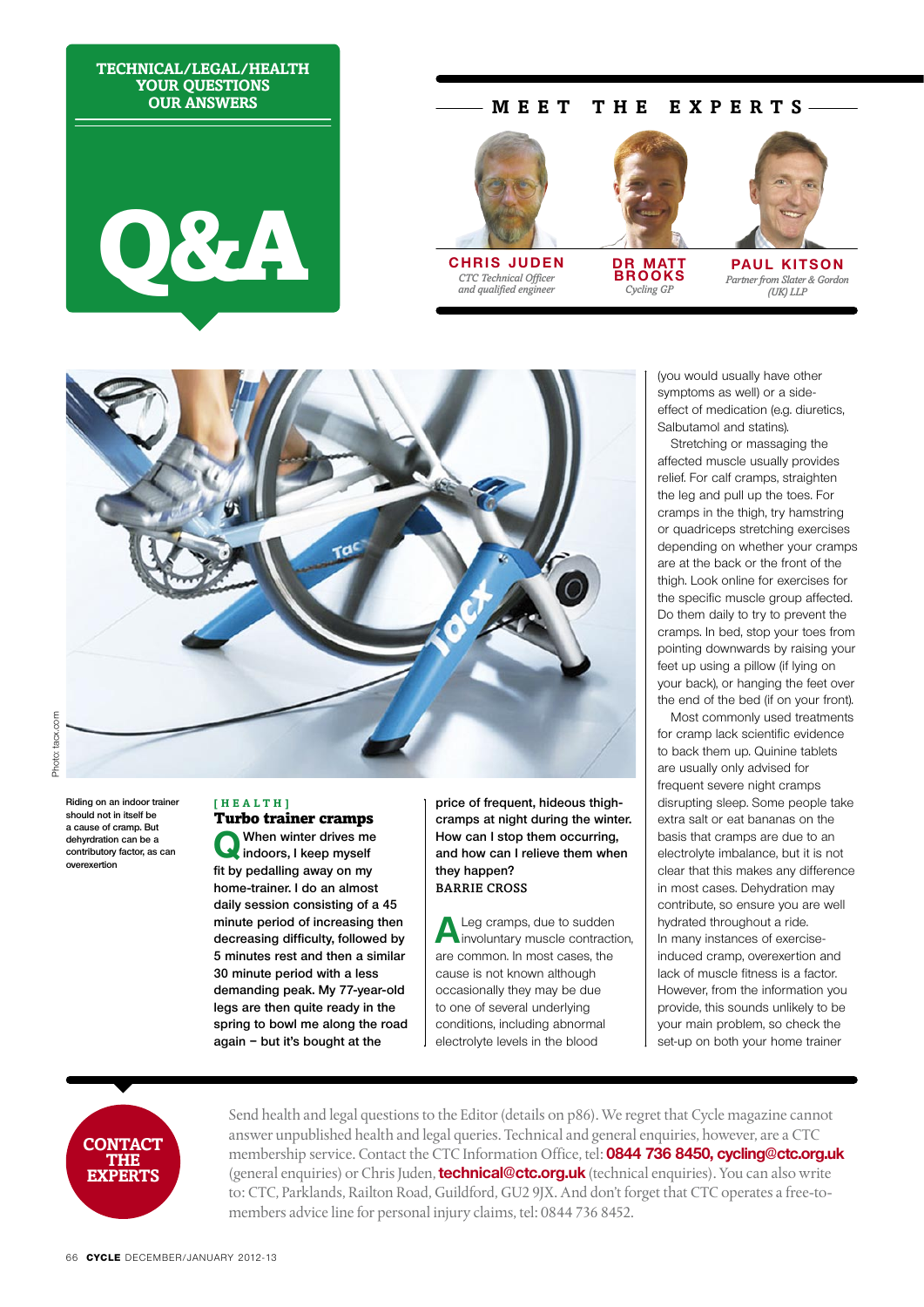TECHNICAL/LEGAL/HEALTH
YOUR QUESTIONS
OUR ANSWERS

# Q&A

## MEET THE EXPERTS

**CHRIS JUDEN**
*CTC Technical Officer and qualified engineer*

**DR MATT BROOKS**
*Cycling GP*

**PAUL KITSON**
*Partner from Slater & Gordon (UK) LLP*

Photo: tacx.com

Riding on an indoor trainer should not in itself be a cause of cramp. But dehydration can be a contributory factor, as can overexertion

[HEALTH]

### Turbo trainer cramps

**Q When winter drives me indoors, I keep myself fit by pedalling away on my home-trainer. I do an almost daily session consisting of a 45 minute period of increasing then decreasing difficulty, followed by 5 minutes rest and then a similar 30 minute period with a less demanding peak. My 77-year-old legs are then quite ready in the spring to bowl me along the road again – but it's bought at the price of frequent, hideous thigh-cramps at night during the winter. How can I stop them occurring, and how can I relieve them when they happen?**
**BARRIE CROSS**

**A** Leg cramps, due to sudden involuntary muscle contraction, are common. In most cases, the cause is not known although occasionally they may be due to one of several underlying conditions, including abnormal electrolyte levels in the blood (you would usually have other symptoms as well) or a side-effect of medication (e.g. diuretics, Salbutamol and statins).

Stretching or massaging the affected muscle usually provides relief. For calf cramps, straighten the leg and pull up the toes. For cramps in the thigh, try hamstring or quadriceps stretching exercises depending on whether your cramps are at the back or the front of the thigh. Look online for exercises for the specific muscle group affected. Do them daily to try to prevent the cramps. In bed, stop your toes from pointing downwards by raising your feet up using a pillow (if lying on your back), or hanging the feet over the end of the bed (if on your front).

Most commonly used treatments for cramp lack scientific evidence to back them up. Quinine tablets are usually only advised for frequent severe night cramps disrupting sleep. Some people take extra salt or eat bananas on the basis that cramps are due to an electrolyte imbalance, but it is not clear that this makes any difference in most cases. Dehydration may contribute, so ensure you are well hydrated throughout a ride.

In many instances of exercise-induced cramp, overexertion and lack of muscle fitness is a factor. However, from the information you provide, this sounds unlikely to be your main problem, so check the set-up on both your home trainer

**CONTACT THE EXPERTS**

Send health and legal questions to the Editor (details on p86). We regret that Cycle magazine cannot answer unpublished health and legal queries. Technical and general enquiries, however, are a CTC membership service. Contact the CTC Information Office, tel: **0844 736 8450, cycling@ctc.org.uk** (general enquiries) or Chris Juden, **technical@ctc.org.uk** (technical enquiries). You can also write to: CTC, Parklands, Railton Road, Guildford, GU2 9JX. And don't forget that CTC operates a free-to-members advice line for personal injury claims, tel: 0844 736 8452.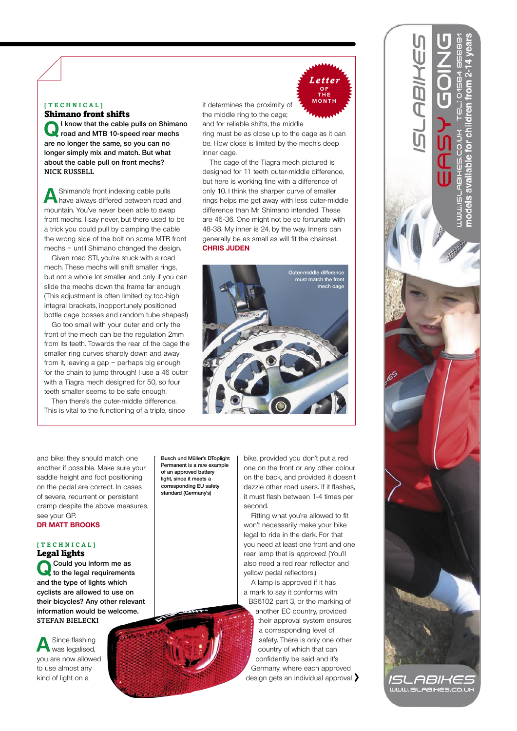**[TECHNICAL]**

## Shimano front shifts

**Q I know that the cable pulls on Shimano road and MTB 10-speed rear mechs are no longer the same, so you can no longer simply mix and match. But what about the cable pull on front mechs?**
NICK RUSSELL

**A** Shimano's front indexing cable pulls have always differed between road and mountain. You've never been able to swap front mechs. I say never, but there used to be a trick you could pull by clamping the cable the wrong side of the bolt on some MTB front mechs – until Shimano changed the design.

Given road STI, you're stuck with a road mech. These mechs will shift smaller rings, but not a whole lot smaller and only if you can slide the mechs down the frame far enough. (This adjustment is often limited by too-high integral brackets, inopportunely positioned bottle cage bosses and random tube shapes!)

Go too small with your outer and only the front of the mech can be the regulation 2mm from its teeth. Towards the rear of the cage the smaller ring curves sharply down and away from it, leaving a gap – perhaps big enough for the chain to jump through! I use a 46 outer with a Tiagra mech designed for 50, so four teeth smaller seems to be safe enough.

Then there's the outer-middle difference. This is vital to the functioning of a triple, since it determines the proximity of the middle ring to the cage; and for reliable shifts, the middle ring must be as close up to the cage as it can be. How close is limited by the mech's deep inner cage.

The cage of the Tiagra mech pictured is designed for 11 teeth outer-middle difference, but here is working fine with a difference of only 10. I think the sharper curve of smaller rings helps me get away with less outer-middle difference than Mr Shimano intended. These are 46-36. One might not be so fortunate with 48-38. My inner is 24, by the way. Inners can generally be as small as will fit the chainset.
**CHRIS JUDEN**

*Letter of the Month*

Outer-middle difference must match the front mech cage

and bike: they should match one another if possible. Make sure your saddle height and foot positioning on the pedal are correct. In cases of severe, recurrent or persistent cramp despite the above measures, see your GP.
**DR MATT BROOKS**

**[TECHNICAL]**

## Legal lights

**Q Could you inform me as to the legal requirements and the type of lights which cyclists are allowed to use on their bicycles? Any other relevant information would be welcome.**
STEFAN BIELECKI

**A** Since flashing was legalised, you are now allowed to use almost any kind of light on a bike, provided you don't put a red one on the front or any other colour on the back, and provided it doesn't dazzle other road users. If it flashes, it must flash between 1-4 times per second.

Fitting what you're allowed to fit won't necessarily make your bike legal to ride in the dark. For that you need at least one front and one rear lamp that is *approved*. (You'll also need a red rear reflector and yellow pedal reflectors.)

A lamp is approved if it has a mark to say it conforms with BS6102 part 3, or the marking of another EC country, provided their approval system ensures a corresponding level of safety. There is only one other country of which that can confidently be said and it's Germany, where each approved design gets an individual approval ›

**Busch und Müller's DToplight Permanent is a rare example of an approved battery light, since it meets a corresponding EU safety standard (Germany's)**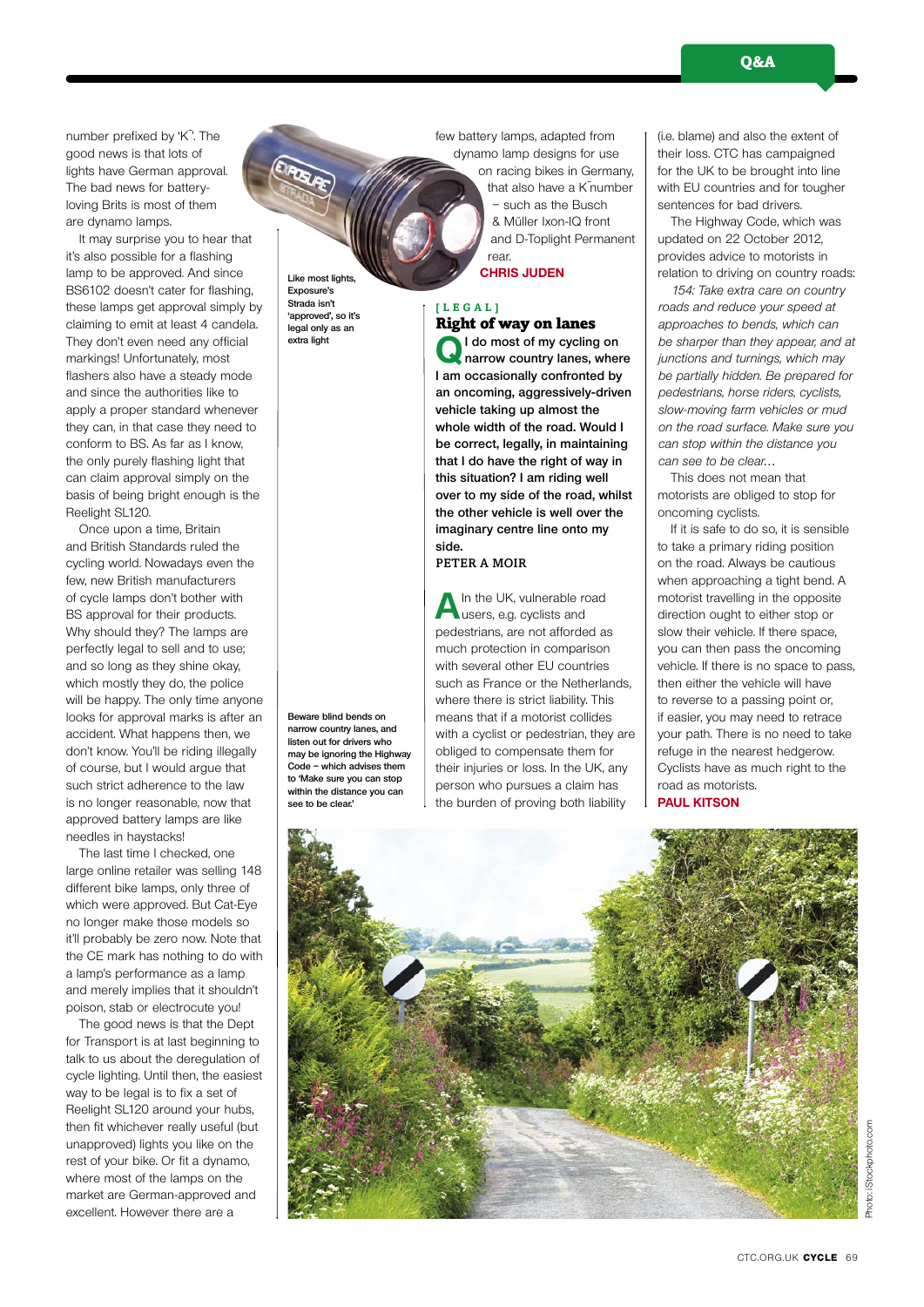number prefixed by 'K͂'. The good news is that lots of lights have German approval. The bad news for battery-loving Brits is most of them are dynamo lamps.

It may surprise you to hear that it's also possible for a flashing lamp to be approved. And since BS6102 doesn't cater for flashing, these lamps get approval simply by claiming to emit at least 4 candela. They don't even need any official markings! Unfortunately, most flashers also have a steady mode and since the authorities like to apply a proper standard whenever they can, in that case they need to conform to BS. As far as I know, the only purely flashing light that can claim approval simply on the basis of being bright enough is the Reelight SL120.

Once upon a time, Britain and British Standards ruled the cycling world. Nowadays even the few, new British manufacturers of cycle lamps don't bother with BS approval for their products. Why should they? The lamps are perfectly legal to sell and to use; and so long as they shine okay, which mostly they do, the police will be happy. The only time anyone looks for approval marks is after an accident. What happens then, we don't know. You'll be riding illegally of course, but I would argue that such strict adherence to the law is no longer reasonable, now that approved battery lamps are like needles in haystacks!

The last time I checked, one large online retailer was selling 148 different bike lamps, only three of which were approved. But Cat-Eye no longer make those models so it'll probably be zero now. Note that the CE mark has nothing to do with a lamp's performance as a lamp and merely implies that it shouldn't poison, stab or electrocute you!

The good news is that the Dept for Transport is at last beginning to talk to us about the deregulation of cycle lighting. Until then, the easiest way to be legal is to fix a set of Reelight SL120 around your hubs, then fit whichever really useful (but unapproved) lights you like on the rest of your bike. Or fit a dynamo, where most of the lamps on the market are German-approved and excellent. However there are a few battery lamps, adapted from dynamo lamp designs for use on racing bikes in Germany, that also have a K͂ number – such as the Busch & Müller Ixon-IQ front and D-Toplight Permanent rear.

**CHRIS JUDEN**

Like most lights, Exposure's Strada isn't 'approved', so it's legal only as an extra light

[ LEGAL ]

## Right of way on lanes

**Q I do most of my cycling on narrow country lanes, where I am occasionally confronted by an oncoming, aggressively-driven vehicle taking up almost the whole width of the road. Would I be correct, legally, in maintaining that I do have the right of way in this situation? I am riding well over to my side of the road, whilst the other vehicle is well over the imaginary centre line onto my side.**

**PETER A MOIR**

**A** In the UK, vulnerable road users, e.g. cyclists and pedestrians, are not afforded as much protection in comparison with several other EU countries such as France or the Netherlands, where there is strict liability. This means that if a motorist collides with a cyclist or pedestrian, they are obliged to compensate them for their injuries or loss. In the UK, any person who pursues a claim has the burden of proving both liability (i.e. blame) and also the extent of their loss. CTC has campaigned for the UK to be brought into line with EU countries and for tougher sentences for bad drivers.

The Highway Code, which was updated on 22 October 2012, provides advice to motorists in relation to driving on country roads:

*154: Take extra care on country roads and reduce your speed at approaches to bends, which can be sharper than they appear, and at junctions and turnings, which may be partially hidden. Be prepared for pedestrians, horse riders, cyclists, slow-moving farm vehicles or mud on the road surface. Make sure you can stop within the distance you can see to be clear…*

This does not mean that motorists are obliged to stop for oncoming cyclists.

If it is safe to do so, it is sensible to take a primary riding position on the road. Always be cautious when approaching a tight bend. A motorist travelling in the opposite direction ought to either stop or slow their vehicle. If there space, you can then pass the oncoming vehicle. If there is no space to pass, then either the vehicle will have to reverse to a passing point or, if easier, you may need to retrace your path. There is no need to take refuge in the nearest hedgerow. Cyclists have as much right to the road as motorists.

**PAUL KITSON**

Beware blind bends on narrow country lanes, and listen out for drivers who may be ignoring the Highway Code – which advises them to 'Make sure you can stop within the distance you can see to be clear.'

Photo: iStockphoto.com